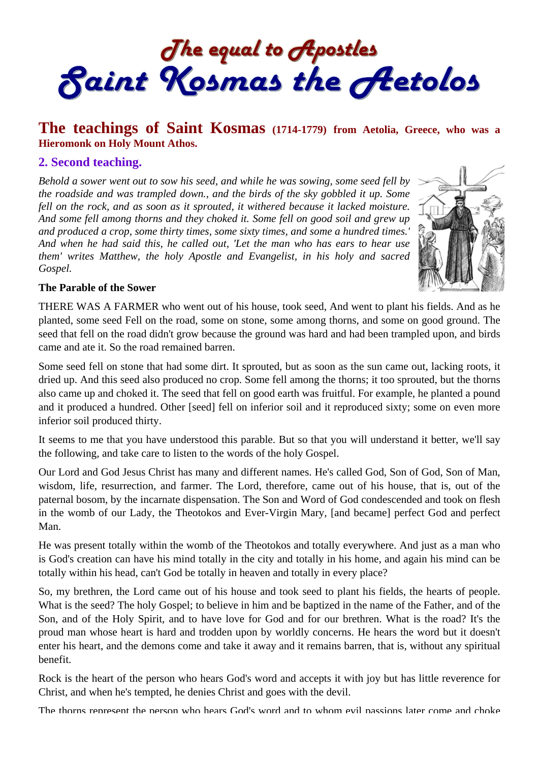# The equal to Apostles Saint Kosmas the Aetolos

## The teachings of Saint Kosmas (1714-1779) from Aetolia, Greece, who was a Hieromonk on Holy Mount Athos.

### 2. Second teaching.

*Behold a sower went out to sow his seed, and while he was sowing, some seed fell by the roadside and was trampled down., and the birds of the sky gobbled it up. Some fell on the rock, and as soon as it sprouted, it withered because it lacked moisture. And some fell among thorns and they choked it. Some fell on good soil and grew up and produced a crop, some thirty times, some sixty times, and some a hundred times.' And when he had said this, he called out, 'Let the man who has ears to hear use them' writes Matthew, the holy Apostle and Evangelist, in his holy and sacred Gospel.*

**The Parable of the Sower**

THERE WAS A FARMER who went out of his house, took seed, And went to plant his fields. And as he planted, some seed Fell on the road, some on stone, some among thorns, and some on good ground. The seed that fell on the road didn't grow because the ground was hard and had been trampled upon, and birds came and ate it. So the road remained barren.

Some seed fell on stone that had some dirt. It sprouted, but as soon as the sun came out, lacking roots, it dried up. And this seed also produced no crop. Some fell among the thorns; it too sprouted, but the thorns also came up and choked it. The seed that fell on good earth was fruitful. For example, he planted a pound and it produced a hundred. Other [seed] fell on inferior soil and it reproduced sixty; some on even more inferior soil produced thirty.

It seems to me that you have understood this parable. But so that you will understand it better, we'll say the following, and take care to listen to the words of the holy Gospel.

Our Lord and God Jesus Christ has many and different names. He's called God, Son of God, Son of Man, wisdom, life, resurrection, and farmer. The Lord, therefore, came out of his house, that is, out of the paternal bosom, by the incarnate dispensation. The Son and Word of God condescended and took on flesh in the womb of our Lady, the Theotokos and Ever-Virgin Mary, [and became] perfect God and perfect Man.

He was present totally within the womb of the Theotokos and totally everywhere. And just as a man who is God's creation can have his mind totally in the city and totally in his home, and again his mind can be totally within his head, can't God be totally in heaven and totally in every place?

So, my brethren, the Lord came out of his house and took seed to plant his fields, the hearts of people. What is the seed? The holy Gospel; to believe in him and be baptized in the name of the Father, and of the Son, and of the Holy Spirit, and to have love for God and for our brethren. What is the road? It's the proud man whose heart is hard and trodden upon by worldly concerns. He hears the word but it doesn't enter his heart, and the demons come and take it away and it remains barren, that is, without any spiritual benefit.

Rock is the heart of the person who hears God's word and accepts it with joy but has little reverence for Christ, and when he's tempted, he denies Christ and goes with the devil.

The thorns represent the person who hears God's word and to whom evil passions later come and choke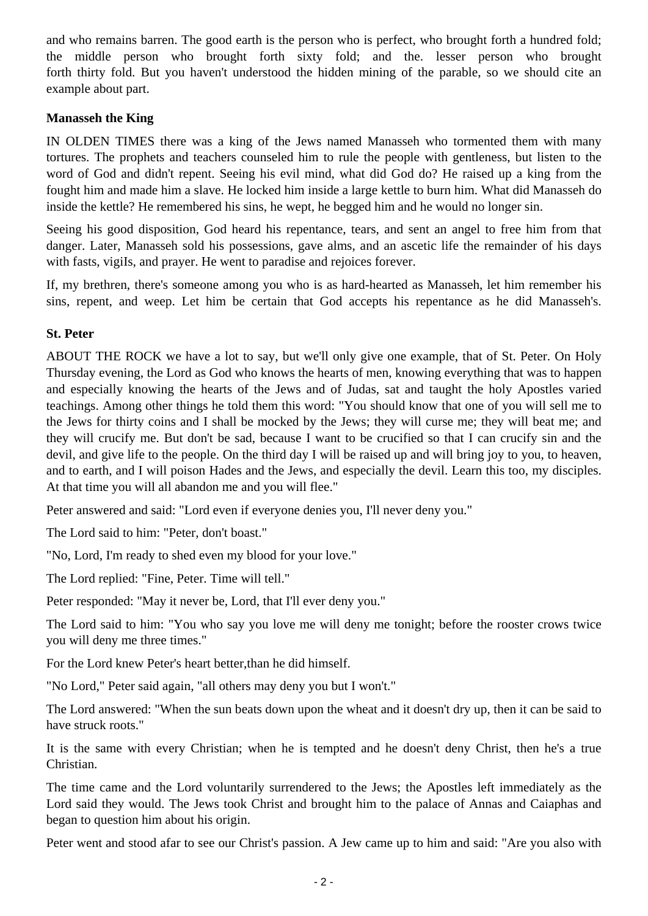and who remains barren. The good earth is the person who is perfect, who brought forth a hundred fold; the middle person who brought forth sixty fold; and the. lesser person who brought forth thirty fold. But you haven't understood the hidden mining of the parable, so we should cite an example about part.

**Manasseh the King**

IN OLDEN TIMES there was a king of the Jews named Manasseh who tormented them with many tortures. The prophets and teachers counseled him to rule the people with gentleness, but listen to the word of God and didn't repent. Seeing his evil mind, what did God do? He raised up a king from the fought him and made him a slave. He locked him inside a large kettle to burn him. What did Manasseh do inside the kettle? He remembered his sins, he wept, he begged him and he would no longer sin.

Seeing his good disposition, God heard his repentance, tears, and sent an angel to free him from that danger. Later, Manasseh sold his possessions, gave alms, and an ascetic life the remainder of his days with fasts, vigiIs, and prayer. He went to paradise and rejoices forever.

If, my brethren, there's someone among you who is as hard-hearted as Manasseh, let him remember his sins, repent, and weep. Let him be certain that God accepts his repentance as he did Manasseh's.

**St. Peter**

ABOUT THE ROCK we have a lot to say, but we'll only give one example, that of St. Peter. On Holy Thursday evening, the Lord as God who knows the hearts of men, knowing everything that was to happen and especially knowing the hearts of the Jews and of Judas, sat and taught the holy Apostles varied teachings. Among other things he told them this word: "You should know that one of you will sell me to the Jews for thirty coins and I shall be mocked by the Jews; they will curse me; they will beat me; and they will crucify me. But don't be sad, because I want to be crucified so that I can crucify sin and the devil, and give life to the people. On the third day I will be raised up and will bring joy to you, to heaven, and to earth, and I will poison Hades and the Jews, and especially the devil. Learn this too, my disciples. At that time you will all abandon me and you will flee."

Peter answered and said: "Lord even if everyone denies you, I'll never deny you."

The Lord said to him: "Peter, don't boast."

"No, Lord, I'm ready to shed even my blood for your love."

The Lord replied: "Fine, Peter. Time will tell."

Peter responded: "May it never be, Lord, that I'll ever deny you."

The Lord said to him: "You who say you love me will deny me tonight; before the rooster crows twice you will deny me three times."

For the Lord knew Peter's heart better,than he did himself.

"No Lord," Peter said again, "all others may deny you but I won't."

The Lord answered: "When the sun beats down upon the wheat and it doesn't dry up, then it can be said to have struck roots."

It is the same with every Christian; when he is tempted and he doesn't deny Christ, then he's a true Christian.

The time came and the Lord voluntarily surrendered to the Jews; the Apostles left immediately as the Lord said they would. The Jews took Christ and brought him to the palace of Annas and Caiaphas and began to question him about his origin.

Peter went and stood afar to see our Christ's passion. A Jew came up to him and said: "Are you also with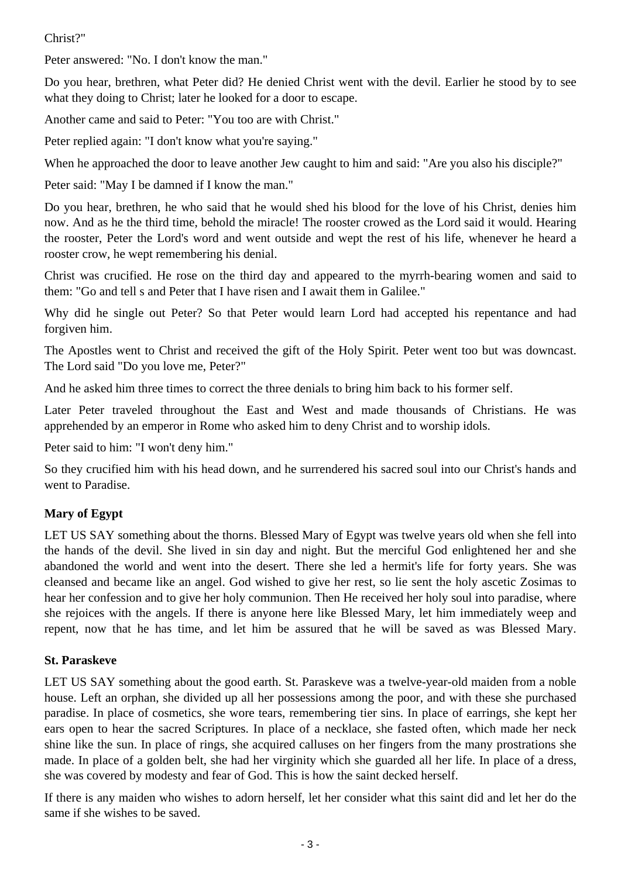Christ?"

Peter answered: "No. I don't know the man."

Do you hear, brethren, what Peter did? He denied Christ went with the devil. Earlier he stood by to see what they doing to Christ; later he looked for a door to escape.

Another came and said to Peter: "You too are with Christ."

Peter replied again: "I don't know what you're saying."

When he approached the door to leave another Jew caught to him and said: "Are you also his disciple?"

Peter said: "May I be damned if I know the man."

Do you hear, brethren, he who said that he would shed his blood for the love of his Christ, denies him now. And as he the third time, behold the miracle! The rooster crowed as the Lord said it would. Hearing the rooster, Peter the Lord's word and went outside and wept the rest of his life, whenever he heard a rooster crow, he wept remembering his denial.

Christ was crucified. He rose on the third day and appeared to the myrrh-bearing women and said to them: "Go and tell s and Peter that I have risen and I await them in Galilee."

Why did he single out Peter? So that Peter would learn Lord had accepted his repentance and had forgiven him.

The Apostles went to Christ and received the gift of the Holy Spirit. Peter went too but was downcast. The Lord said "Do you love me, Peter?"

And he asked him three times to correct the three denials to bring him back to his former self.

Later Peter traveled throughout the East and West and made thousands of Christians. He was apprehended by an emperor in Rome who asked him to deny Christ and to worship idols.

Peter said to him: "I won't deny him."

So they crucified him with his head down, and he surrendered his sacred soul into our Christ's hands and went to Paradise.

### Mary of Egypt

LET US SAY something about the thorns. Blessed Mary of Egypt was twelve years old when she fell into the hands of the devil. She lived in sin day and night. But the merciful God enlightened her and she abandoned the world and went into the desert. There she led a hermit's life for forty years. She was cleansed and became like an angel. God wished to give her rest, so lie sent the holy ascetic Zosimas to hear her confession and to give her holy communion. Then He received her holy soul into paradise, where she rejoices with the angels. If there is anyone here like Blessed Mary, let him immediately weep and repent, now that he has time, and let him be assured that he will be saved as was Blessed Mary.

### St. Paraskeve

LET US SAY something about the good earth. St. Paraskeve was a twelve-year-old maiden from a noble house. Left an orphan, she divided up all her possessions among the poor, and with these she purchased paradise. In place of cosmetics, she wore tears, remembering tier sins. In place of earrings, she kept her ears open to hear the sacred Scriptures. In place of a necklace, she fasted often, which made her neck shine like the sun. In place of rings, she acquired calluses on her fingers from the many prostrations she made. In place of a golden belt, she had her virginity which she guarded all her life. In place of a dress, she was covered by modesty and fear of God. This is how the saint decked herself.

If there is any maiden who wishes to adorn herself, let her consider what this saint did and let her do the same if she wishes to be saved.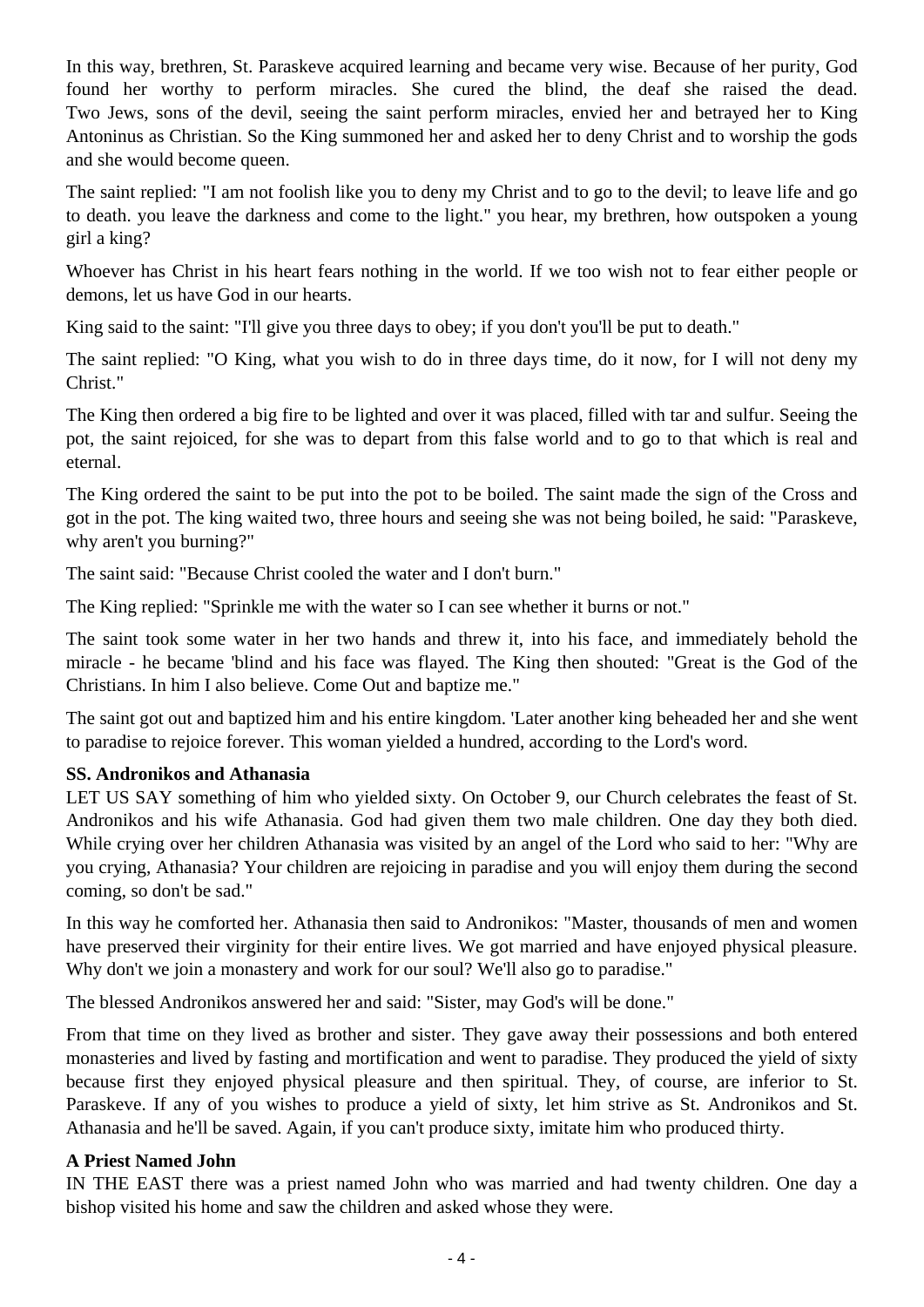In this way, brethren, St. Paraskeve acquired learning and became very wise. Because of her purity, God found her worthy to perform miracles. She cured the blind, the deaf she raised the dead. Two Jews, sons of the devil, seeing the saint perform miracles, envied her and betrayed her to King Antoninus as Christian. So the King summoned her and asked her to deny Christ and to worship the gods and she would become queen.

The saint replied: "I am not foolish like you to deny my Christ and to go to the devil; to leave life and go to death. you leave the darkness and come to the light." you hear, my brethren, how outspoken a young girl a king?

Whoever has Christ in his heart fears nothing in the world. If we too wish not to fear either people or demons, let us have God in our hearts.

King said to the saint: "I'll give you three days to obey; if you don't you'll be put to death."

The saint replied: "O King, what you wish to do in three days time, do it now, for I will not deny my Christ."

The King then ordered a big fire to be lighted and over it was placed, filled with tar and sulfur. Seeing the pot, the saint rejoiced, for she was to depart from this false world and to go to that which is real and eternal.

The King ordered the saint to be put into the pot to be boiled. The saint made the sign of the Cross and got in the pot. The king waited two, three hours and seeing she was not being boiled, he said: "Paraskeve, why aren't you burning?"

The saint said: "Because Christ cooled the water and I don't burn."

The King replied: "Sprinkle me with the water so I can see whether it burns or not."

The saint took some water in her two hands and threw it, into his face, and immediately behold the miracle - he became 'blind and his face was flayed. The King then shouted: "Great is the God of the Christians. In him I also believe. Come Out and baptize me."

The saint got out and baptized him and his entire kingdom. 'Later another king beheaded her and she went to paradise to rejoice forever. This woman yielded a hundred, according to the Lord's word.

**SS. Andronikos and Athanasia**

LET US SAY something of him who yielded sixty. On October 9, our Church celebrates the feast of St. Andronikos and his wife Athanasia. God had given them two male children. One day they both died. While crying over her children Athanasia was visited by an angel of the Lord who said to her: "Why are you crying, Athanasia? Your children are rejoicing in paradise and you will enjoy them during the second coming, so don't be sad."

In this way he comforted her. Athanasia then said to Andronikos: "Master, thousands of men and women have preserved their virginity for their entire lives. We got married and have enjoyed physical pleasure. Why don't we join a monastery and work for our soul? We'll also go to paradise."

The blessed Andronikos answered her and said: "Sister, may God's will be done."

From that time on they lived as brother and sister. They gave away their possessions and both entered monasteries and lived by fasting and mortification and went to paradise. They produced the yield of sixty because first they enjoyed physical pleasure and then spiritual. They, of course, are inferior to St. Paraskeve. If any of you wishes to produce a yield of sixty, let him strive as St. Andronikos and St. Athanasia and he'll be saved. Again, if you can't produce sixty, imitate him who produced thirty.

**A Priest Named John**

IN THE EAST there was a priest named John who was married and had twenty children. One day a bishop visited his home and saw the children and asked whose they were.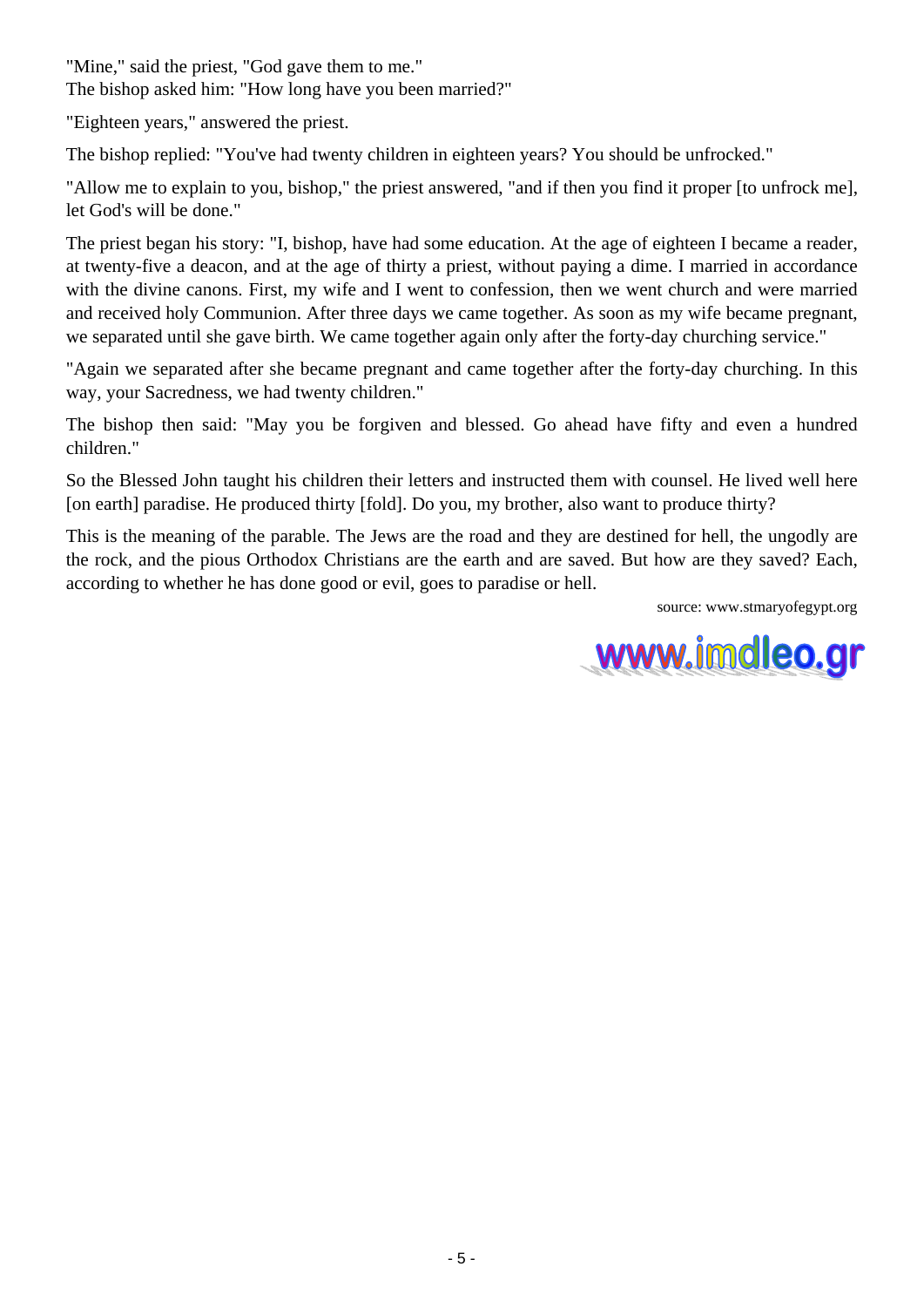"Mine," said the priest, "God gave them to me."
The bishop asked him: "How long have you been married?"

"Eighteen years," answered the priest.

The bishop replied: "You've had twenty children in eighteen years? You should be unfrocked."

"Allow me to explain to you, bishop," the priest answered, "and if then you find it proper [to unfrock me], let God's will be done."

The priest began his story: "I, bishop, have had some education. At the age of eighteen I became a reader, at twenty-five a deacon, and at the age of thirty a priest, without paying a dime. I married in accordance with the divine canons. First, my wife and I went to confession, then we went church and were married and received holy Communion. After three days we came together. As soon as my wife became pregnant, we separated until she gave birth. We came together again only after the forty-day churching service."

"Again we separated after she became pregnant and came together after the forty-day churching. In this way, your Sacredness, we had twenty children."

The bishop then said: "May you be forgiven and blessed. Go ahead have fifty and even a hundred children."

So the Blessed John taught his children their letters and instructed them with counsel. He lived well here [on earth] paradise. He produced thirty [fold]. Do you, my brother, also want to produce thirty?

This is the meaning of the parable. The Jews are the road and they are destined for hell, the ungodly are the rock, and the pious Orthodox Christians are the earth and are saved. But how are they saved? Each, according to whether he has done good or evil, goes to paradise or hell.

source: www.stmaryofegypt.org

www.imdleo.gr